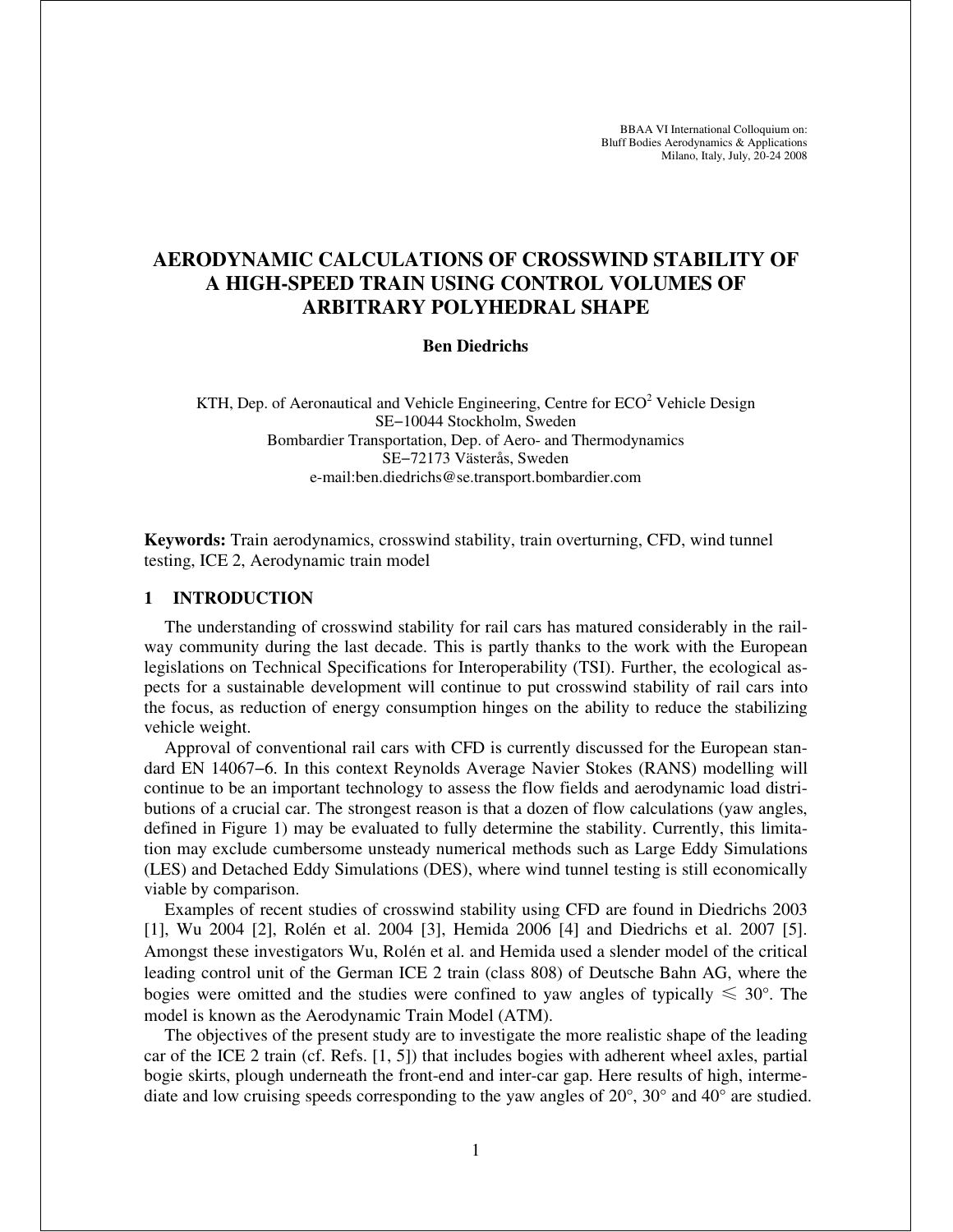BBAA VI International Colloquium on:
Bluff Bodies Aerodynamics & Applications
Milano, Italy, July, 20-24 2008

# AERODYNAMIC CALCULATIONS OF CROSSWIND STABILITY OF A HIGH-SPEED TRAIN USING CONTROL VOLUMES OF ARBITRARY POLYHEDRAL SHAPE

**Ben Diedrichs**

KTH, Dep. of Aeronautical and Vehicle Engineering, Centre for ECO$^2$ Vehicle Design
SE−10044 Stockholm, Sweden
Bombardier Transportation, Dep. of Aero- and Thermodynamics
SE−72173 Västerås, Sweden
e-mail:ben.diedrichs@se.transport.bombardier.com

**Keywords:** Train aerodynamics, crosswind stability, train overturning, CFD, wind tunnel testing, ICE 2, Aerodynamic train model

## 1 INTRODUCTION

The understanding of crosswind stability for rail cars has matured considerably in the railway community during the last decade. This is partly thanks to the work with the European legislations on Technical Specifications for Interoperability (TSI). Further, the ecological aspects for a sustainable development will continue to put crosswind stability of rail cars into the focus, as reduction of energy consumption hinges on the ability to reduce the stabilizing vehicle weight.

Approval of conventional rail cars with CFD is currently discussed for the European standard EN 14067−6. In this context Reynolds Average Navier Stokes (RANS) modelling will continue to be an important technology to assess the flow fields and aerodynamic load distributions of a crucial car. The strongest reason is that a dozen of flow calculations (yaw angles, defined in Figure 1) may be evaluated to fully determine the stability. Currently, this limitation may exclude cumbersome unsteady numerical methods such as Large Eddy Simulations (LES) and Detached Eddy Simulations (DES), where wind tunnel testing is still economically viable by comparison.

Examples of recent studies of crosswind stability using CFD are found in Diedrichs 2003 [1], Wu 2004 [2], Rolén et al. 2004 [3], Hemida 2006 [4] and Diedrichs et al. 2007 [5]. Amongst these investigators Wu, Rolén et al. and Hemida used a slender model of the critical leading control unit of the German ICE 2 train (class 808) of Deutsche Bahn AG, where the bogies were omitted and the studies were confined to yaw angles of typically $\leqslant 30°$. The model is known as the Aerodynamic Train Model (ATM).

The objectives of the present study are to investigate the more realistic shape of the leading car of the ICE 2 train (cf. Refs. [1, 5]) that includes bogies with adherent wheel axles, partial bogie skirts, plough underneath the front-end and inter-car gap. Here results of high, intermediate and low cruising speeds corresponding to the yaw angles of 20°, 30° and 40° are studied.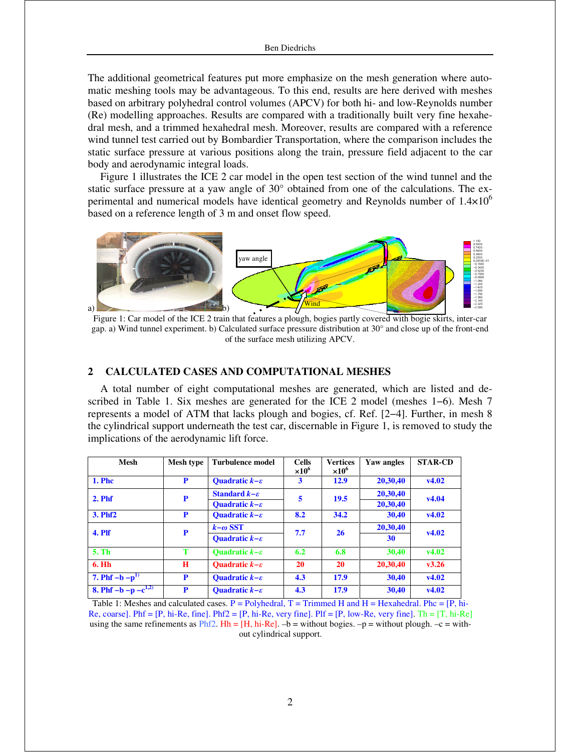The additional geometrical features put more emphasize on the mesh generation where automatic meshing tools may be advantageous. To this end, results are here derived with meshes based on arbitrary polyhedral control volumes (APCV) for both hi- and low-Reynolds number (Re) modelling approaches. Results are compared with a traditionally built very fine hexahedral mesh, and a trimmed hexahedral mesh. Moreover, results are compared with a reference wind tunnel test carried out by Bombardier Transportation, where the comparison includes the static surface pressure at various positions along the train, pressure field adjacent to the car body and aerodynamic integral loads.

Figure 1 illustrates the ICE 2 car model in the open test section of the wind tunnel and the static surface pressure at a yaw angle of 30° obtained from one of the calculations. The experimental and numerical models have identical geometry and Reynolds number of $1.4{\times}10^6$ based on a reference length of 3 m and onset flow speed.

Figure 1: Car model of the ICE 2 train that features a plough, bogies partly covered with bogie skirts, inter-car gap. a) Wind tunnel experiment. b) Calculated surface pressure distribution at 30° and close up of the front-end of the surface mesh utilizing APCV.

## 2 CALCULATED CASES AND COMPUTATIONAL MESHES

A total number of eight computational meshes are generated, which are listed and described in Table 1. Six meshes are generated for the ICE 2 model (meshes 1–6). Mesh 7 represents a model of ATM that lacks plough and bogies, cf. Ref. [2–4]. Further, in mesh 8 the cylindrical support underneath the test car, discernable in Figure 1, is removed to study the implications of the aerodynamic lift force.

| Mesh | Mesh type | Turbulence model | Cells $\times10^6$ | Vertices $\times10^6$ | Yaw angles | STAR-CD |
|---|---|---|---|---|---|---|
| **1. Phc** | **P** | **Quadratic $k\!-\!\varepsilon$** | **3** | **12.9** | **20,30,40** | **v4.02** |
| **2. Phf** | **P** | **Standard $k\!-\!\varepsilon$** | **5** | **19.5** | **20,30,40** | **v4.04** |
| | | **Quadratic $k\!-\!\varepsilon$** | | | **20,30,40** | |
| **3. Phf2** | **P** | **Quadratic $k\!-\!\varepsilon$** | **8.2** | **34.2** | **30,40** | **v4.02** |
| **4. Plf** | **P** | **$k\!-\!\omega$ SST** | **7.7** | **26** | **20,30,40** | **v4.02** |
| | | **Quadratic $k\!-\!\varepsilon$** | | | **30** | |
| **5. Th** | **T** | **Quadratic $k\!-\!\varepsilon$** | **6.2** | **6.8** | **30,40** | **v4.02** |
| **6. Hh** | **H** | **Quadratic $k\!-\!\varepsilon$** | **20** | **20** | **20,30,40** | **v3.26** |
| **7. Phf –b –p[1)]** | **P** | **Quadratic $k\!-\!\varepsilon$** | **4.3** | **17.9** | **30,40** | **v4.02** |
| **8. Phf –b –p –c[1,2)]** | **P** | **Quadratic $k\!-\!\varepsilon$** | **4.3** | **17.9** | **30,40** | **v4.02** |

Table 1: Meshes and calculated cases. P = Polyhedral, T = Trimmed H and H = Hexahedral. Phc = [P, hi-Re, coarse]. Phf = [P, hi-Re, fine]. Phf2 = [P, hi-Re, very fine]. Plf = [P, low-Re, very fine]. Th = [T, hi-Re] using the same refinements as Phf2. Hh = [H, hi-Re]. –b = without bogies. –p = without plough. –c = without cylindrical support.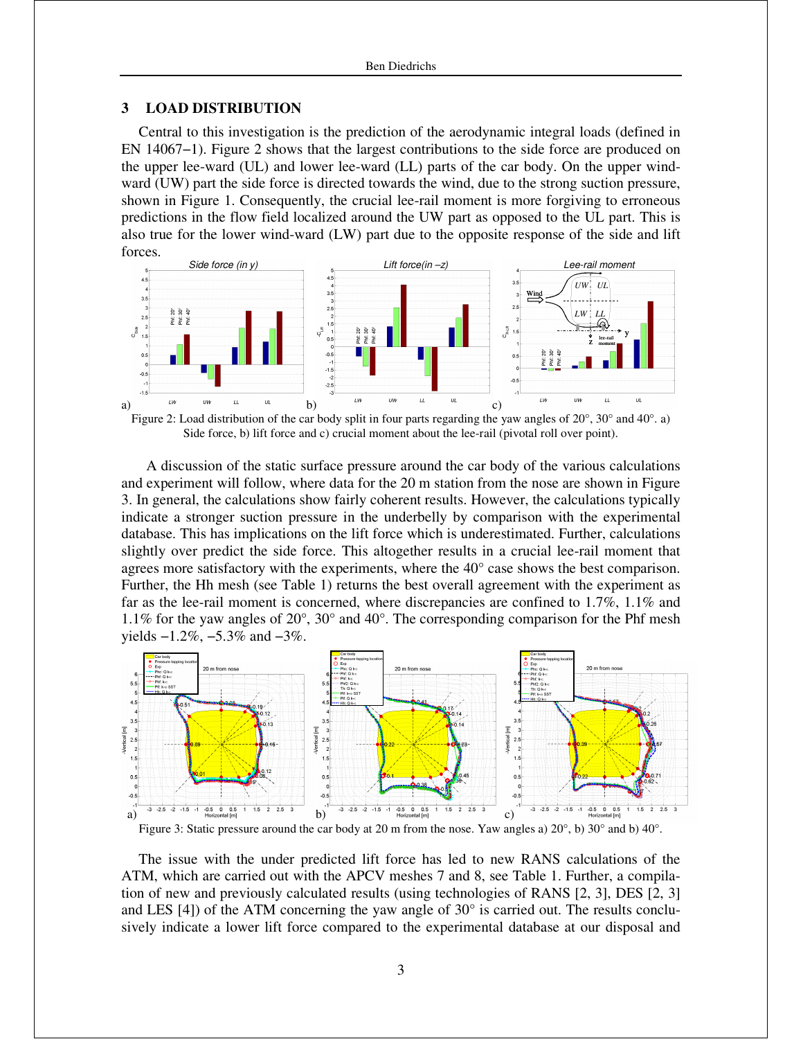## 3 LOAD DISTRIBUTION

Central to this investigation is the prediction of the aerodynamic integral loads (defined in EN 14067−1). Figure 2 shows that the largest contributions to the side force are produced on the upper lee-ward (UL) and lower lee-ward (LL) parts of the car body. On the upper wind-ward (UW) part the side force is directed towards the wind, due to the strong suction pressure, shown in Figure 1. Consequently, the crucial lee-rail moment is more forgiving to erroneous predictions in the flow field localized around the UW part as opposed to the UL part. This is also true for the lower wind-ward (LW) part due to the opposite response of the side and lift forces.

Figure 2: Load distribution of the car body split in four parts regarding the yaw angles of 20°, 30° and 40°. a) Side force, b) lift force and c) crucial moment about the lee-rail (pivotal roll over point).

A discussion of the static surface pressure around the car body of the various calculations and experiment will follow, where data for the 20 m station from the nose are shown in Figure 3. In general, the calculations show fairly coherent results. However, the calculations typically indicate a stronger suction pressure in the underbelly by comparison with the experimental database. This has implications on the lift force which is underestimated. Further, calculations slightly over predict the side force. This altogether results in a crucial lee-rail moment that agrees more satisfactory with the experiments, where the 40° case shows the best comparison. Further, the Hh mesh (see Table 1) returns the best overall agreement with the experiment as far as the lee-rail moment is concerned, where discrepancies are confined to 1.7%, 1.1% and 1.1% for the yaw angles of 20°, 30° and 40°. The corresponding comparison for the Phf mesh yields −1.2%, −5.3% and −3%.

Figure 3: Static pressure around the car body at 20 m from the nose. Yaw angles a) 20°, b) 30° and b) 40°.

The issue with the under predicted lift force has led to new RANS calculations of the ATM, which are carried out with the APCV meshes 7 and 8, see Table 1. Further, a compilation of new and previously calculated results (using technologies of RANS [2, 3], DES [2, 3] and LES [4]) of the ATM concerning the yaw angle of 30° is carried out. The results conclusively indicate a lower lift force compared to the experimental database at our disposal and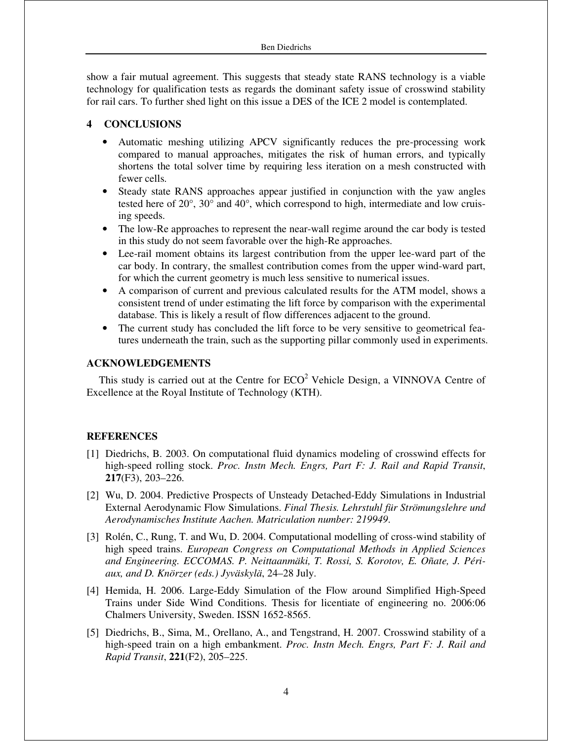show a fair mutual agreement. This suggests that steady state RANS technology is a viable technology for qualification tests as regards the dominant safety issue of crosswind stability for rail cars. To further shed light on this issue a DES of the ICE 2 model is contemplated.

## 4 CONCLUSIONS

- Automatic meshing utilizing APCV significantly reduces the pre-processing work compared to manual approaches, mitigates the risk of human errors, and typically shortens the total solver time by requiring less iteration on a mesh constructed with fewer cells.
- Steady state RANS approaches appear justified in conjunction with the yaw angles tested here of 20°, 30° and 40°, which correspond to high, intermediate and low cruising speeds.
- The low-Re approaches to represent the near-wall regime around the car body is tested in this study do not seem favorable over the high-Re approaches.
- Lee-rail moment obtains its largest contribution from the upper lee-ward part of the car body. In contrary, the smallest contribution comes from the upper wind-ward part, for which the current geometry is much less sensitive to numerical issues.
- A comparison of current and previous calculated results for the ATM model, shows a consistent trend of under estimating the lift force by comparison with the experimental database. This is likely a result of flow differences adjacent to the ground.
- The current study has concluded the lift force to be very sensitive to geometrical features underneath the train, such as the supporting pillar commonly used in experiments.

## ACKNOWLEDGEMENTS

This study is carried out at the Centre for $ECO^2$ Vehicle Design, a VINNOVA Centre of Excellence at the Royal Institute of Technology (KTH).

## REFERENCES

[1] Diedrichs, B. 2003. On computational fluid dynamics modeling of crosswind effects for high-speed rolling stock. *Proc. Instn Mech. Engrs, Part F: J. Rail and Rapid Transit*, **217**(F3), 203–226.

[2] Wu, D. 2004. Predictive Prospects of Unsteady Detached-Eddy Simulations in Industrial External Aerodynamic Flow Simulations. *Final Thesis. Lehrstuhl für Strömungslehre und Aerodynamisches Institute Aachen. Matriculation number: 219949*.

[3] Rolén, C., Rung, T. and Wu, D. 2004. Computational modelling of cross-wind stability of high speed trains. *European Congress on Computational Methods in Applied Sciences and Engineering. ECCOMAS. P. Neittaanmäki, T. Rossi, S. Korotov, E. Oñate, J. Périaux, and D. Knörzer (eds.) Jyväskylä*, 24–28 July.

[4] Hemida, H. 2006. Large-Eddy Simulation of the Flow around Simplified High-Speed Trains under Side Wind Conditions. Thesis for licentiate of engineering no. 2006:06 Chalmers University, Sweden. ISSN 1652-8565.

[5] Diedrichs, B., Sima, M., Orellano, A., and Tengstrand, H. 2007. Crosswind stability of a high-speed train on a high embankment. *Proc. Instn Mech. Engrs, Part F: J. Rail and Rapid Transit*, **221**(F2), 205–225.